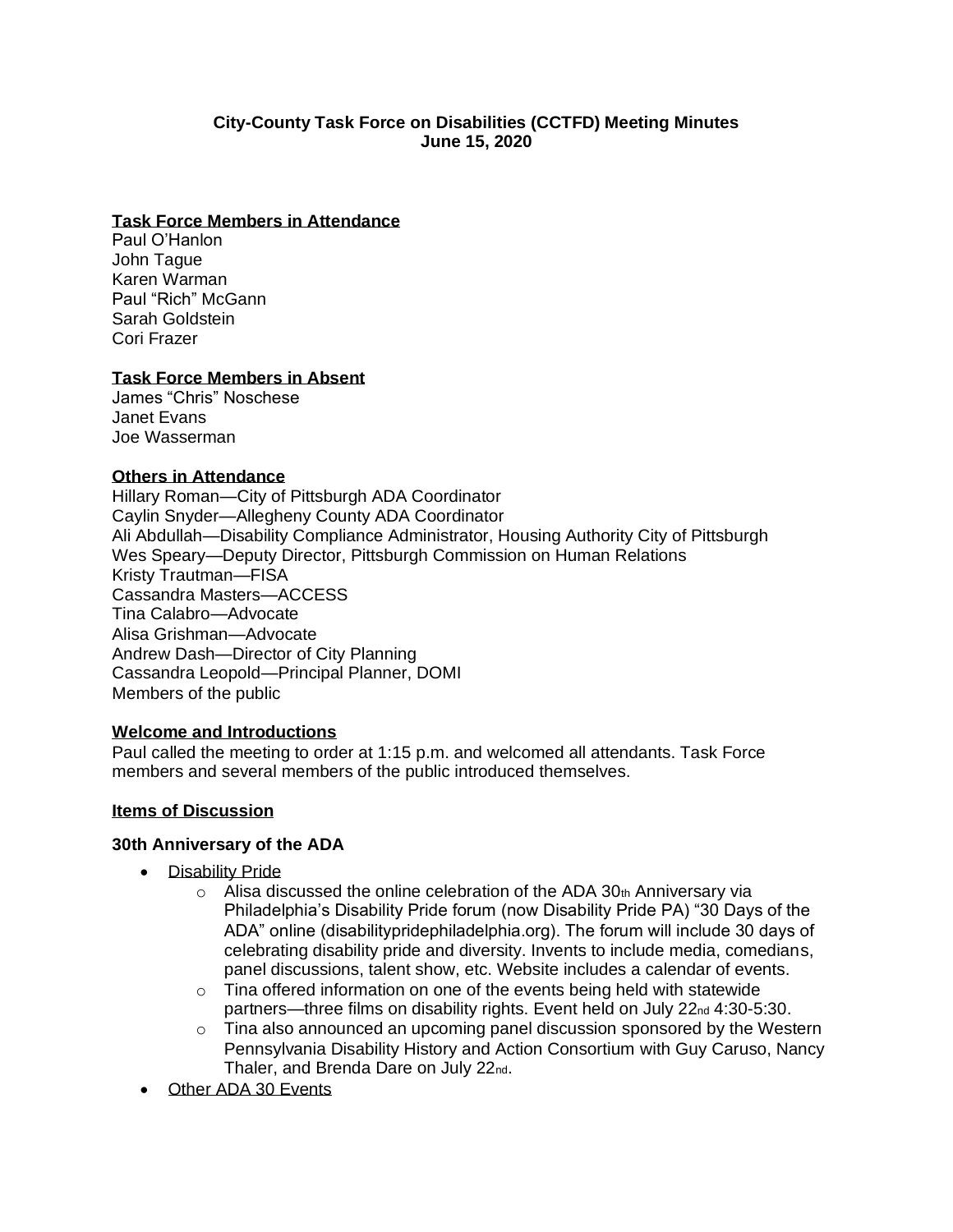# City-County Task Force on Disabilities (CCTFD) Meeting Minutes
## June 15, 2020

**Task Force Members in Attendance**

Paul O'Hanlon
John Tague
Karen Warman
Paul "Rich" McGann
Sarah Goldstein
Cori Frazer

**Task Force Members in Absent**

James "Chris" Noschese
Janet Evans
Joe Wasserman

**Others in Attendance**

Hillary Roman—City of Pittsburgh ADA Coordinator
Caylin Snyder—Allegheny County ADA Coordinator
Ali Abdullah—Disability Compliance Administrator, Housing Authority City of Pittsburgh
Wes Speary—Deputy Director, Pittsburgh Commission on Human Relations
Kristy Trautman—FISA
Cassandra Masters—ACCESS
Tina Calabro—Advocate
Alisa Grishman—Advocate
Andrew Dash—Director of City Planning
Cassandra Leopold—Principal Planner, DOMI
Members of the public

**Welcome and Introductions**

Paul called the meeting to order at 1:15 p.m. and welcomed all attendants. Task Force members and several members of the public introduced themselves.

**Items of Discussion**

### 30th Anniversary of the ADA

- Disability Pride
  - Alisa discussed the online celebration of the ADA 30th Anniversary via Philadelphia's Disability Pride forum (now Disability Pride PA) "30 Days of the ADA" online (disabilitypridephiladelphia.org). The forum will include 30 days of celebrating disability pride and diversity. Invents to include media, comedians, panel discussions, talent show, etc. Website includes a calendar of events.
  - Tina offered information on one of the events being held with statewide partners—three films on disability rights. Event held on July 22nd 4:30-5:30.
  - Tina also announced an upcoming panel discussion sponsored by the Western Pennsylvania Disability History and Action Consortium with Guy Caruso, Nancy Thaler, and Brenda Dare on July 22nd.
- Other ADA 30 Events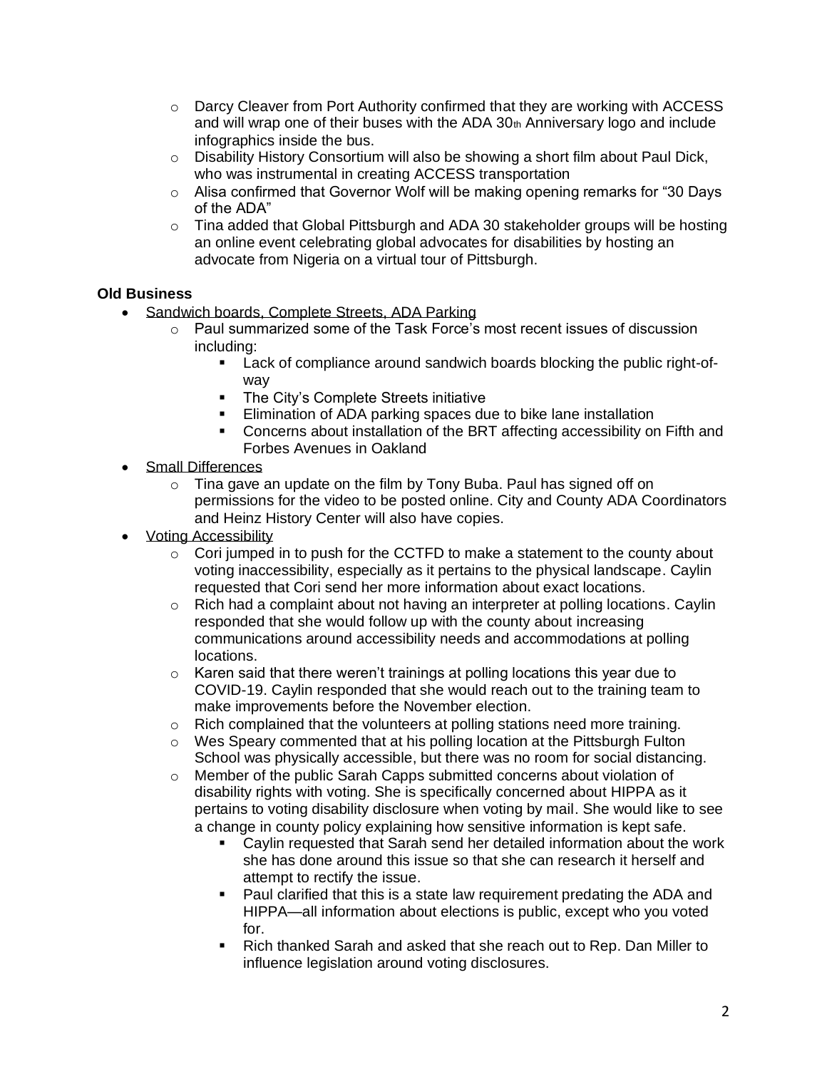- Darcy Cleaver from Port Authority confirmed that they are working with ACCESS and will wrap one of their buses with the ADA 30th Anniversary logo and include infographics inside the bus.
- Disability History Consortium will also be showing a short film about Paul Dick, who was instrumental in creating ACCESS transportation
- Alisa confirmed that Governor Wolf will be making opening remarks for "30 Days of the ADA"
- Tina added that Global Pittsburgh and ADA 30 stakeholder groups will be hosting an online event celebrating global advocates for disabilities by hosting an advocate from Nigeria on a virtual tour of Pittsburgh.

**Old Business**

- Sandwich boards, Complete Streets, ADA Parking
  - Paul summarized some of the Task Force's most recent issues of discussion including:
    - Lack of compliance around sandwich boards blocking the public right-of-way
    - The City's Complete Streets initiative
    - Elimination of ADA parking spaces due to bike lane installation
    - Concerns about installation of the BRT affecting accessibility on Fifth and Forbes Avenues in Oakland
- Small Differences
  - Tina gave an update on the film by Tony Buba. Paul has signed off on permissions for the video to be posted online. City and County ADA Coordinators and Heinz History Center will also have copies.
- Voting Accessibility
  - Cori jumped in to push for the CCTFD to make a statement to the county about voting inaccessibility, especially as it pertains to the physical landscape. Caylin requested that Cori send her more information about exact locations.
  - Rich had a complaint about not having an interpreter at polling locations. Caylin responded that she would follow up with the county about increasing communications around accessibility needs and accommodations at polling locations.
  - Karen said that there weren't trainings at polling locations this year due to COVID-19. Caylin responded that she would reach out to the training team to make improvements before the November election.
  - Rich complained that the volunteers at polling stations need more training.
  - Wes Speary commented that at his polling location at the Pittsburgh Fulton School was physically accessible, but there was no room for social distancing.
  - Member of the public Sarah Capps submitted concerns about violation of disability rights with voting. She is specifically concerned about HIPPA as it pertains to voting disability disclosure when voting by mail. She would like to see a change in county policy explaining how sensitive information is kept safe.
    - Caylin requested that Sarah send her detailed information about the work she has done around this issue so that she can research it herself and attempt to rectify the issue.
    - Paul clarified that this is a state law requirement predating the ADA and HIPPA—all information about elections is public, except who you voted for.
    - Rich thanked Sarah and asked that she reach out to Rep. Dan Miller to influence legislation around voting disclosures.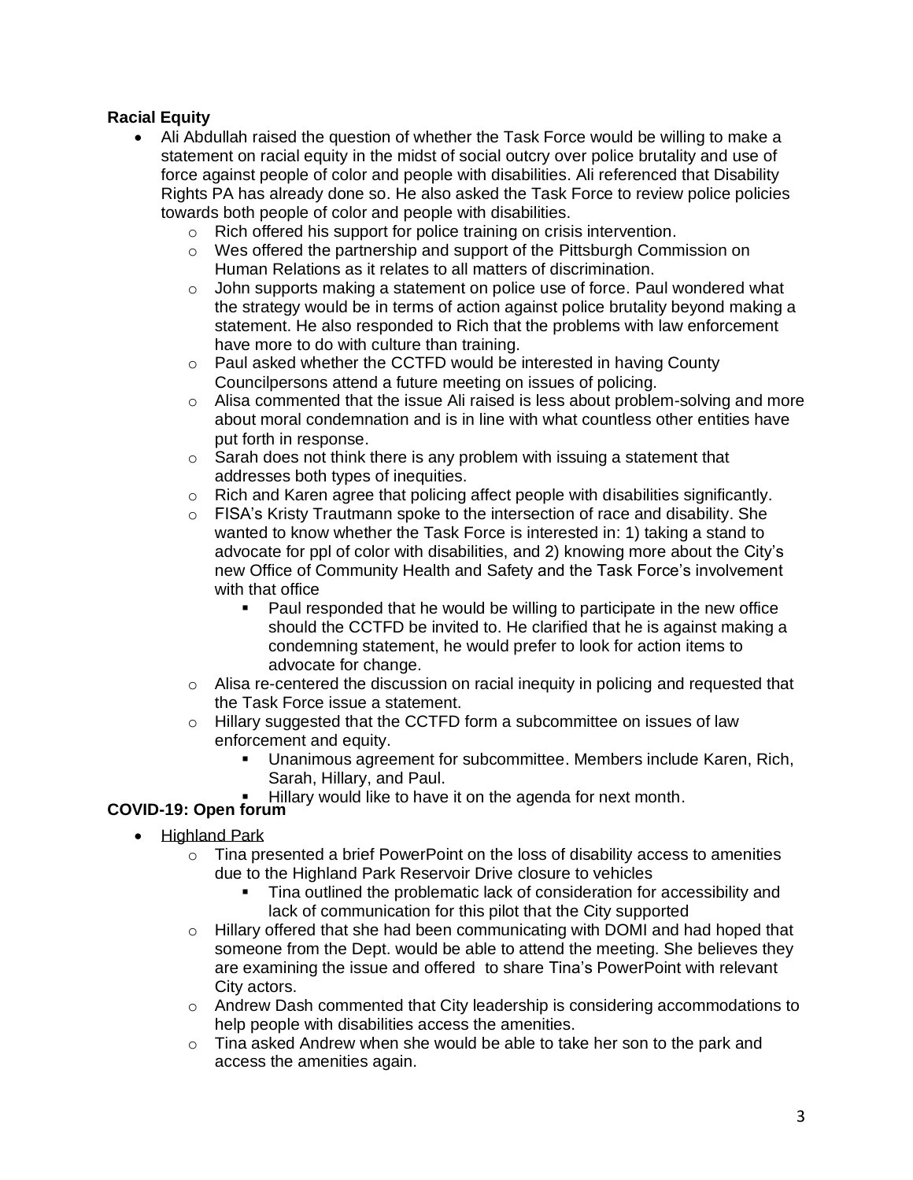**Racial Equity**

- Ali Abdullah raised the question of whether the Task Force would be willing to make a statement on racial equity in the midst of social outcry over police brutality and use of force against people of color and people with disabilities. Ali referenced that Disability Rights PA has already done so. He also asked the Task Force to review police policies towards both people of color and people with disabilities.
    - Rich offered his support for police training on crisis intervention.
    - Wes offered the partnership and support of the Pittsburgh Commission on Human Relations as it relates to all matters of discrimination.
    - John supports making a statement on police use of force. Paul wondered what the strategy would be in terms of action against police brutality beyond making a statement. He also responded to Rich that the problems with law enforcement have more to do with culture than training.
    - Paul asked whether the CCTFD would be interested in having County Councilpersons attend a future meeting on issues of policing.
    - Alisa commented that the issue Ali raised is less about problem-solving and more about moral condemnation and is in line with what countless other entities have put forth in response.
    - Sarah does not think there is any problem with issuing a statement that addresses both types of inequities.
    - Rich and Karen agree that policing affect people with disabilities significantly.
    - FISA's Kristy Trautmann spoke to the intersection of race and disability. She wanted to know whether the Task Force is interested in: 1) taking a stand to advocate for ppl of color with disabilities, and 2) knowing more about the City's new Office of Community Health and Safety and the Task Force's involvement with that office
        - Paul responded that he would be willing to participate in the new office should the CCTFD be invited to. He clarified that he is against making a condemning statement, he would prefer to look for action items to advocate for change.
    - Alisa re-centered the discussion on racial inequity in policing and requested that the Task Force issue a statement.
    - Hillary suggested that the CCTFD form a subcommittee on issues of law enforcement and equity.
        - Unanimous agreement for subcommittee. Members include Karen, Rich, Sarah, Hillary, and Paul.
        - Hillary would like to have it on the agenda for next month.

**COVID-19: Open forum**

- Highland Park
    - Tina presented a brief PowerPoint on the loss of disability access to amenities due to the Highland Park Reservoir Drive closure to vehicles
        - Tina outlined the problematic lack of consideration for accessibility and lack of communication for this pilot that the City supported
    - Hillary offered that she had been communicating with DOMI and had hoped that someone from the Dept. would be able to attend the meeting. She believes they are examining the issue and offered to share Tina's PowerPoint with relevant City actors.
    - Andrew Dash commented that City leadership is considering accommodations to help people with disabilities access the amenities.
    - Tina asked Andrew when she would be able to take her son to the park and access the amenities again.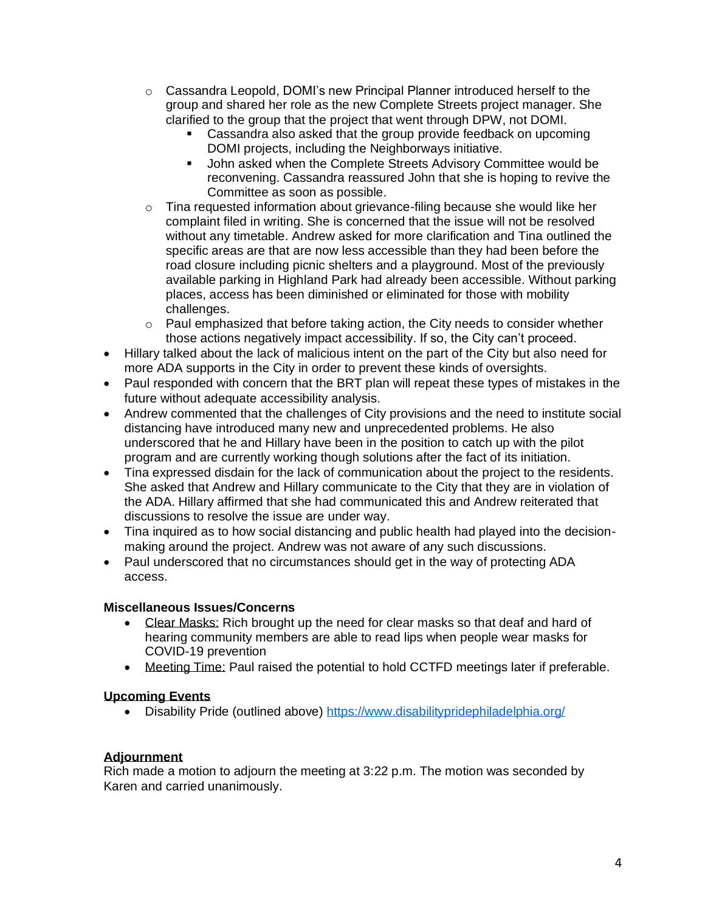- Cassandra Leopold, DOMI's new Principal Planner introduced herself to the group and shared her role as the new Complete Streets project manager. She clarified to the group that the project that went through DPW, not DOMI.
        - Cassandra also asked that the group provide feedback on upcoming DOMI projects, including the Neighborways initiative.
        - John asked when the Complete Streets Advisory Committee would be reconvening. Cassandra reassured John that she is hoping to revive the Committee as soon as possible.
    - Tina requested information about grievance-filing because she would like her complaint filed in writing. She is concerned that the issue will not be resolved without any timetable. Andrew asked for more clarification and Tina outlined the specific areas are that are now less accessible than they had been before the road closure including picnic shelters and a playground. Most of the previously available parking in Highland Park had already been accessible. Without parking places, access has been diminished or eliminated for those with mobility challenges.
    - Paul emphasized that before taking action, the City needs to consider whether those actions negatively impact accessibility. If so, the City can't proceed.
- Hillary talked about the lack of malicious intent on the part of the City but also need for more ADA supports in the City in order to prevent these kinds of oversights.
- Paul responded with concern that the BRT plan will repeat these types of mistakes in the future without adequate accessibility analysis.
- Andrew commented that the challenges of City provisions and the need to institute social distancing have introduced many new and unprecedented problems. He also underscored that he and Hillary have been in the position to catch up with the pilot program and are currently working though solutions after the fact of its initiation.
- Tina expressed disdain for the lack of communication about the project to the residents. She asked that Andrew and Hillary communicate to the City that they are in violation of the ADA. Hillary affirmed that she had communicated this and Andrew reiterated that discussions to resolve the issue are under way.
- Tina inquired as to how social distancing and public health had played into the decision-making around the project. Andrew was not aware of any such discussions.
- Paul underscored that no circumstances should get in the way of protecting ADA access.

**Miscellaneous Issues/Concerns**

- Clear Masks: Rich brought up the need for clear masks so that deaf and hard of hearing community members are able to read lips when people wear masks for COVID-19 prevention
- Meeting Time: Paul raised the potential to hold CCTFD meetings later if preferable.

**Upcoming Events**

- Disability Pride (outlined above) https://www.disabilitypridephiladelphia.org/

**Adjournment**

Rich made a motion to adjourn the meeting at 3:22 p.m. The motion was seconded by Karen and carried unanimously.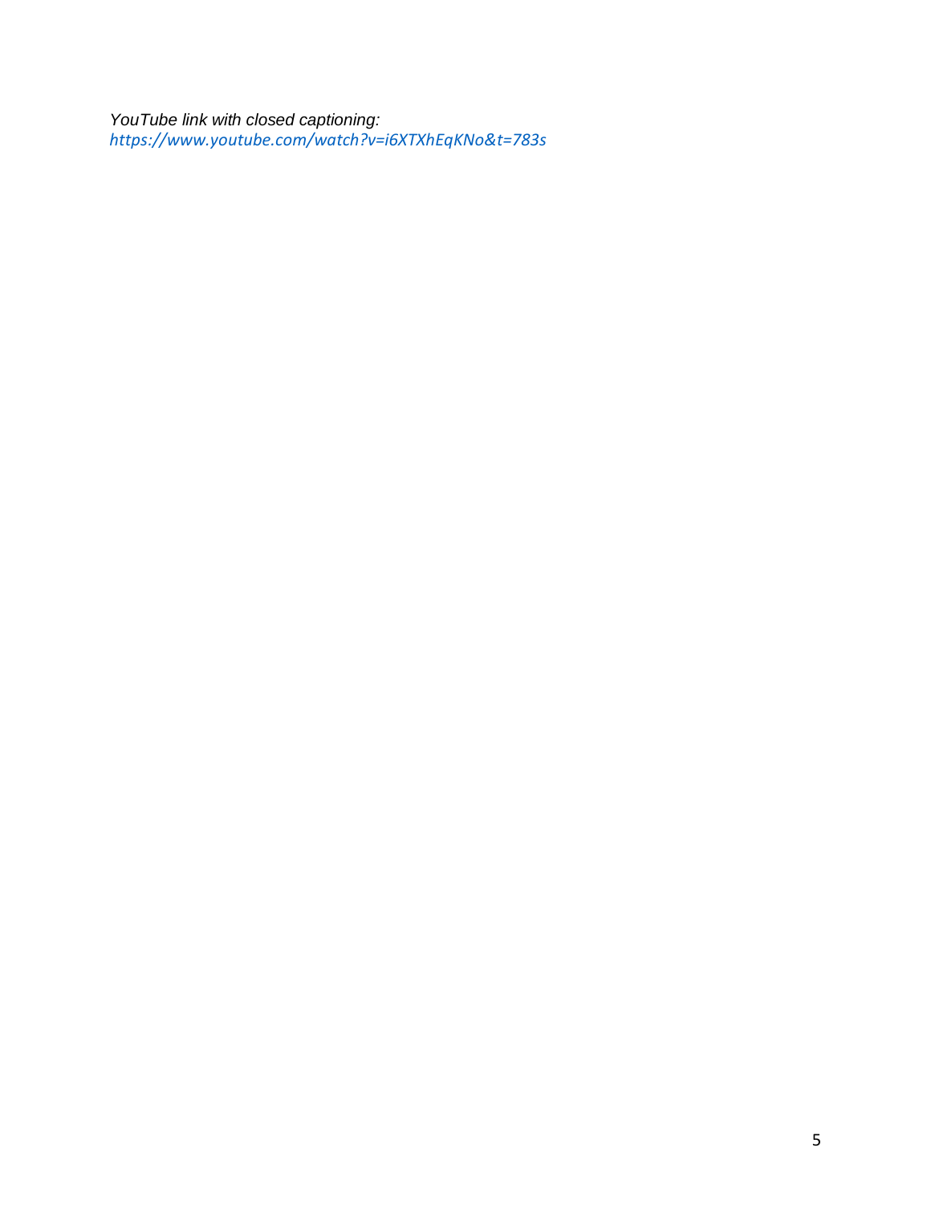*YouTube link with closed captioning:*
*https://www.youtube.com/watch?v=i6XTXhEqKNo&t=783s*